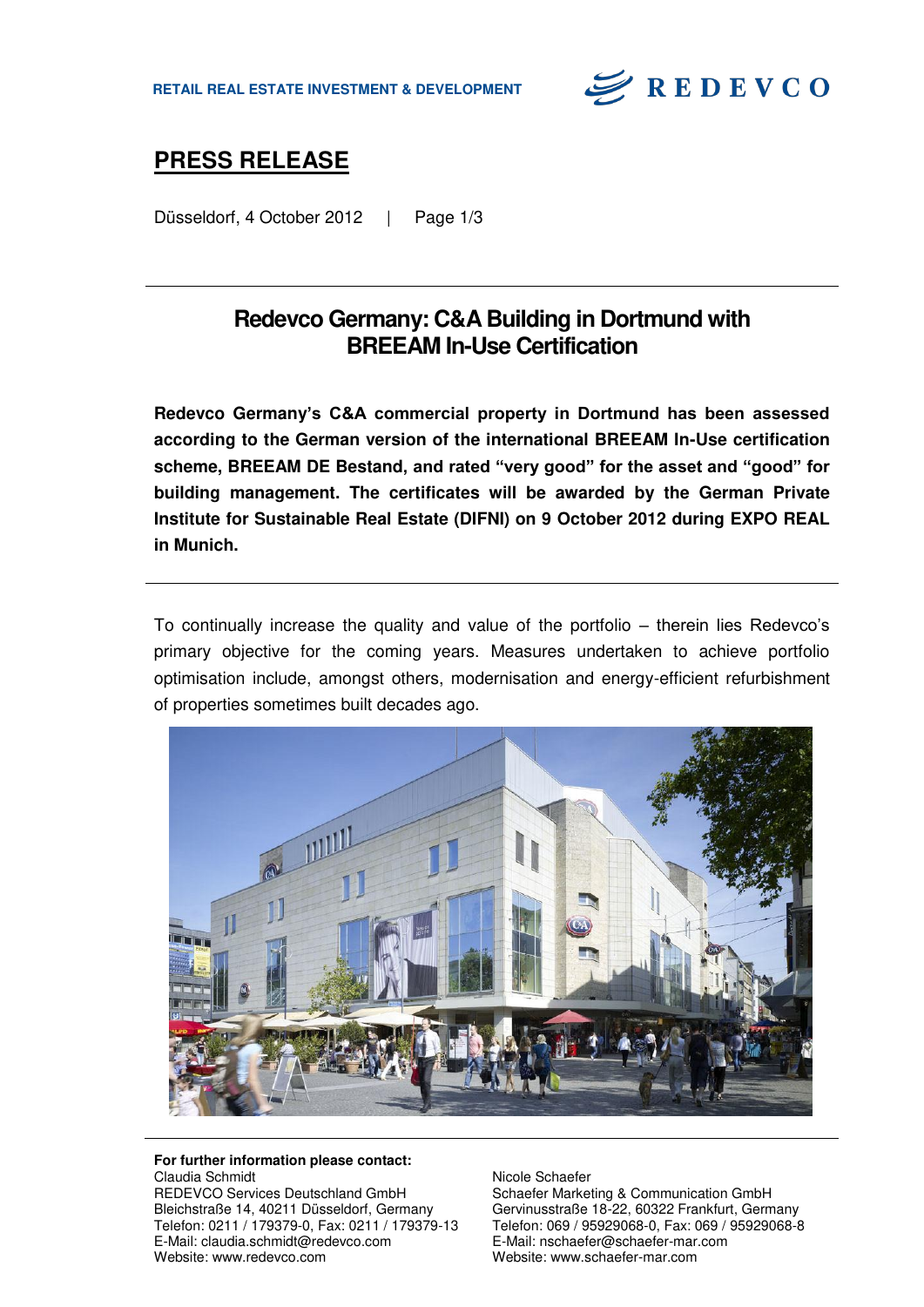RETAIL REAL ESTATE INVESTMENT & DEVELOPMENT

REDEVCO

# PRESS RELEASE

Düsseldorf, 4 October 2012 | Page 1/3

## Redevco Germany: C&A Building in Dortmund with BREEAM In-Use Certification

**Redevco Germany's C&A commercial property in Dortmund has been assessed according to the German version of the international BREEAM In-Use certification scheme, BREEAM DE Bestand, and rated "very good" for the asset and "good" for building management. The certificates will be awarded by the German Private Institute for Sustainable Real Estate (DIFNI) on 9 October 2012 during EXPO REAL in Munich.**

To continually increase the quality and value of the portfolio – therein lies Redevco's primary objective for the coming years. Measures undertaken to achieve portfolio optimisation include, amongst others, modernisation and energy-efficient refurbishment of properties sometimes built decades ago.

**For further information please contact:**

Claudia Schmidt
REDEVCO Services Deutschland GmbH
Bleichstraße 14, 40211 Düsseldorf, Germany
Telefon: 0211 / 179379-0, Fax: 0211 / 179379-13
E-Mail: claudia.schmidt@redevco.com
Website: www.redevco.com

Nicole Schaefer
Schaefer Marketing & Communication GmbH
Gervinusstraße 18-22, 60322 Frankfurt, Germany
Telefon: 069 / 95929068-0, Fax: 069 / 95929068-8
E-Mail: nschaefer@schaefer-mar.com
Website: www.schaefer-mar.com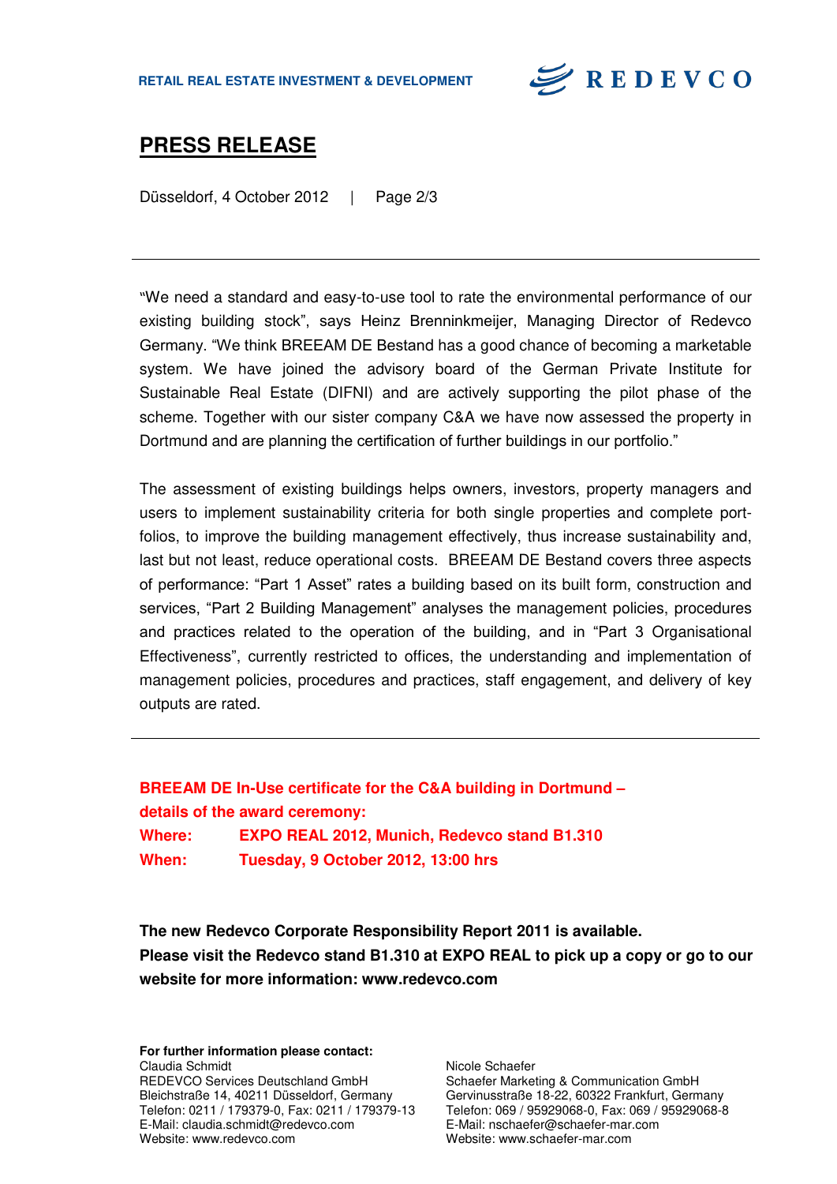"We need a standard and easy-to-use tool to rate the environmental performance of our existing building stock", says Heinz Brenninkmeijer, Managing Director of Redevco Germany. "We think BREEAM DE Bestand has a good chance of becoming a marketable system. We have joined the advisory board of the German Private Institute for Sustainable Real Estate (DIFNI) and are actively supporting the pilot phase of the scheme. Together with our sister company C&A we have now assessed the property in Dortmund and are planning the certification of further buildings in our portfolio."

The assessment of existing buildings helps owners, investors, property managers and users to implement sustainability criteria for both single properties and complete portfolios, to improve the building management effectively, thus increase sustainability and, last but not least, reduce operational costs. BREEAM DE Bestand covers three aspects of performance: "Part 1 Asset" rates a building based on its built form, construction and services, "Part 2 Building Management" analyses the management policies, procedures and practices related to the operation of the building, and in "Part 3 Organisational Effectiveness", currently restricted to offices, the understanding and implementation of management policies, procedures and practices, staff engagement, and delivery of key outputs are rated.

---

**BREEAM DE In-Use certificate for the C&A building in Dortmund – details of the award ceremony:**

**Where:** **EXPO REAL 2012, Munich, Redevco stand B1.310**
**When:** **Tuesday, 9 October 2012, 13:00 hrs**

**The new Redevco Corporate Responsibility Report 2011 is available. Please visit the Redevco stand B1.310 at EXPO REAL to pick up a copy or go to our website for more information: www.redevco.com**

**For further information please contact:**

Claudia Schmidt
REDEVCO Services Deutschland GmbH
Bleichstraße 14, 40211 Düsseldorf, Germany
Telefon: 0211 / 179379-0, Fax: 0211 / 179379-13
E-Mail: claudia.schmidt@redevco.com
Website: www.redevco.com

Nicole Schaefer
Schaefer Marketing & Communication GmbH
Gervinusstraße 18-22, 60322 Frankfurt, Germany
Telefon: 069 / 95929068-0, Fax: 069 / 95929068-8
E-Mail: nschaefer@schaefer-mar.com
Website: www.schaefer-mar.com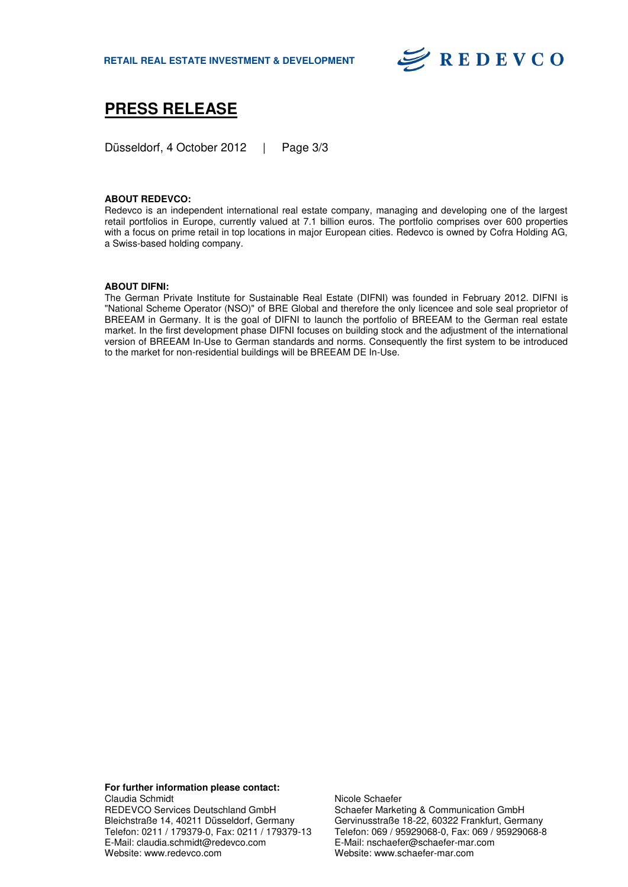# PRESS RELEASE

Düsseldorf, 4 October 2012

**ABOUT REDEVCO:**
Redevco is an independent international real estate company, managing and developing one of the largest retail portfolios in Europe, currently valued at 7.1 billion euros. The portfolio comprises over 600 properties with a focus on prime retail in top locations in major European cities. Redevco is owned by Cofra Holding AG, a Swiss-based holding company.

**ABOUT DIFNI:**
The German Private Institute for Sustainable Real Estate (DIFNI) was founded in February 2012. DIFNI is "National Scheme Operator (NSO)" of BRE Global and therefore the only licencee and sole seal proprietor of BREEAM in Germany. It is the goal of DIFNI to launch the portfolio of BREEAM to the German real estate market. In the first development phase DIFNI focuses on building stock and the adjustment of the international version of BREEAM In-Use to German standards and norms. Consequently the first system to be introduced to the market for non-residential buildings will be BREEAM DE In-Use.

**For further information please contact:**

Claudia Schmidt
REDEVCO Services Deutschland GmbH
Bleichstraße 14, 40211 Düsseldorf, Germany
Telefon: 0211 / 179379-0, Fax: 0211 / 179379-13
E-Mail: claudia.schmidt@redevco.com
Website: www.redevco.com

Nicole Schaefer
Schaefer Marketing & Communication GmbH
Gervinusstraße 18-22, 60322 Frankfurt, Germany
Telefon: 069 / 95929068-0, Fax: 069 / 95929068-8
E-Mail: nschaefer@schaefer-mar.com
Website: www.schaefer-mar.com